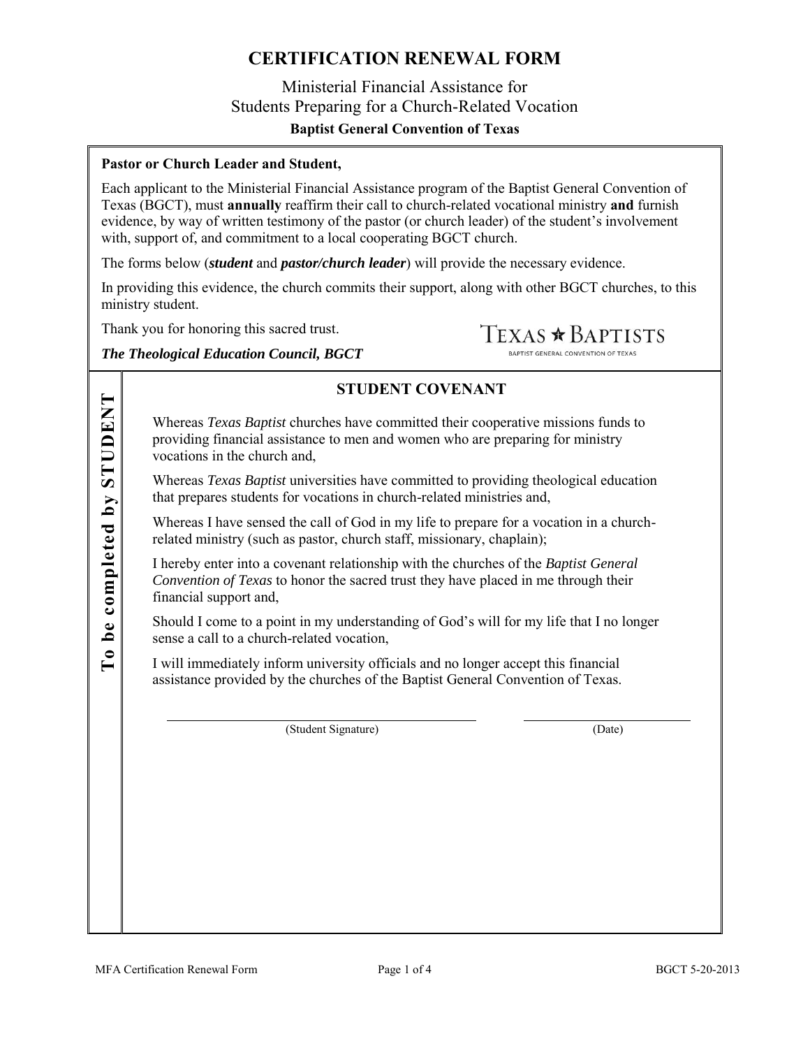# CERTIFICATION RENEWAL FORM

Ministerial Financial Assistance for
Students Preparing for a Church-Related Vocation

**Baptist General Convention of Texas**

**Pastor or Church Leader and Student,**

Each applicant to the Ministerial Financial Assistance program of the Baptist General Convention of Texas (BGCT), must **annually** reaffirm their call to church-related vocational ministry **and** furnish evidence, by way of written testimony of the pastor (or church leader) of the student's involvement with, support of, and commitment to a local cooperating BGCT church.

The forms below (***student*** and ***pastor/church leader***) will provide the necessary evidence.

In providing this evidence, the church commits their support, along with other BGCT churches, to this ministry student.

Thank you for honoring this sacred trust.

***The Theological Education Council, BGCT***

TEXAS ★ BAPTISTS
BAPTIST GENERAL CONVENTION OF TEXAS

**To be completed by STUDENT**

## STUDENT COVENANT

Whereas *Texas Baptist* churches have committed their cooperative missions funds to providing financial assistance to men and women who are preparing for ministry vocations in the church and,

Whereas *Texas Baptist* universities have committed to providing theological education that prepares students for vocations in church-related ministries and,

Whereas I have sensed the call of God in my life to prepare for a vocation in a church-related ministry (such as pastor, church staff, missionary, chaplain);

I hereby enter into a covenant relationship with the churches of the *Baptist General Convention of Texas* to honor the sacred trust they have placed in me through their financial support and,

Should I come to a point in my understanding of God's will for my life that I no longer sense a call to a church-related vocation,

I will immediately inform university officials and no longer accept this financial assistance provided by the churches of the Baptist General Convention of Texas.

\_\_\_\_\_\_\_\_\_\_\_\_\_\_\_\_\_\_\_\_\_\_\_\_\_\_\_\_\_\_ (Student Signature)

\_\_\_\_\_\_\_\_\_\_\_\_\_\_\_\_ (Date)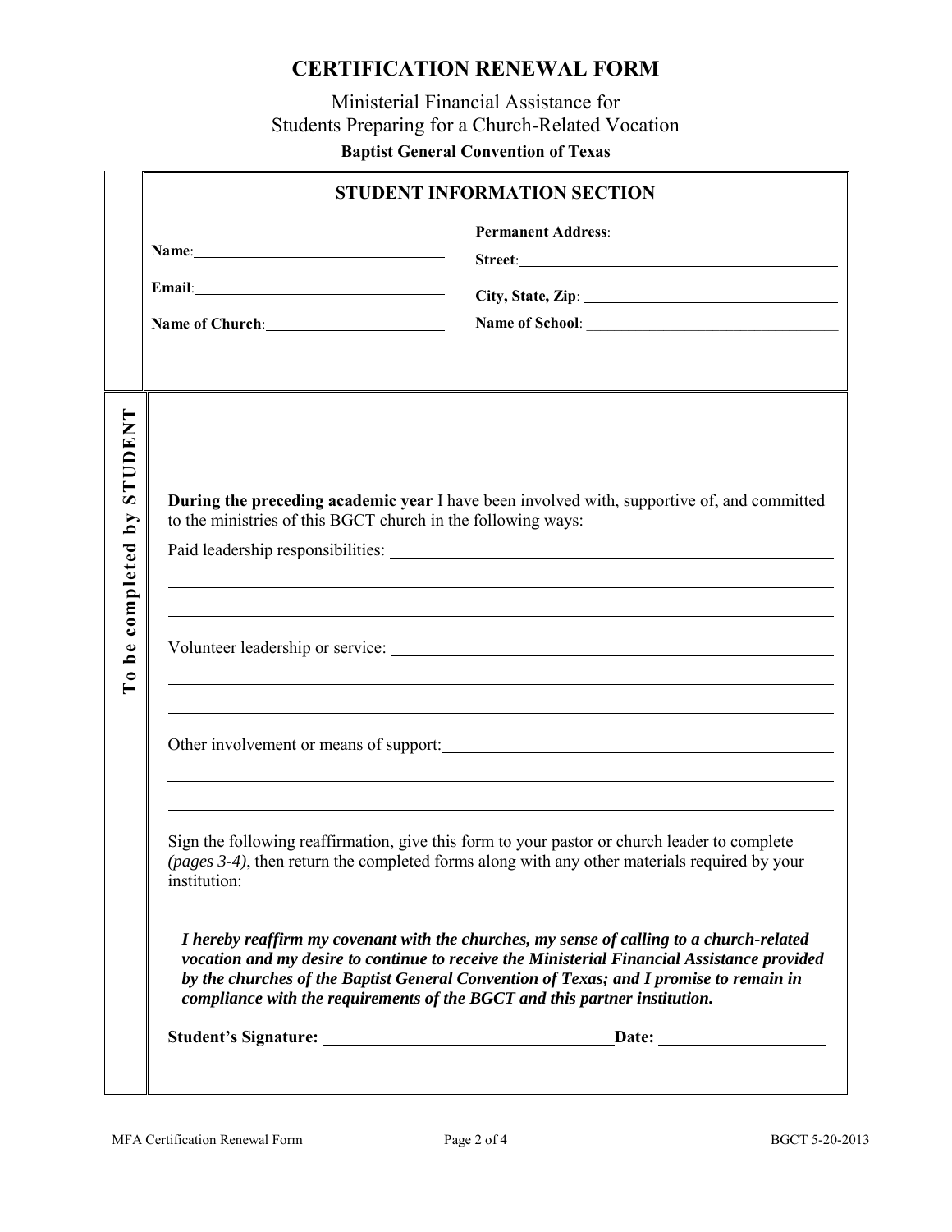# CERTIFICATION RENEWAL FORM

Ministerial Financial Assistance for
Students Preparing for a Church-Related Vocation

**Baptist General Convention of Texas**

## STUDENT INFORMATION SECTION

**Name**: \_\_\_\_\_\_\_\_\_\_\_\_\_\_\_\_\_\_\_\_\_\_\_\_\_\_\_\_\_\_

**Email**: \_\_\_\_\_\_\_\_\_\_\_\_\_\_\_\_\_\_\_\_\_\_\_\_\_\_\_\_\_\_

**Name of Church**: \_\_\_\_\_\_\_\_\_\_\_\_\_\_\_\_\_\_\_\_\_\_

**Permanent Address**:

**Street**: \_\_\_\_\_\_\_\_\_\_\_\_\_\_\_\_\_\_\_\_\_\_\_\_\_\_\_\_\_\_\_\_\_\_\_\_\_\_\_\_

**City, State, Zip**: \_\_\_\_\_\_\_\_\_\_\_\_\_\_\_\_\_\_\_\_\_\_\_\_\_\_\_\_\_\_\_\_

**Name of School**: \_\_\_\_\_\_\_\_\_\_\_\_\_\_\_\_\_\_\_\_\_\_\_\_\_\_\_\_\_\_\_\_

**To be completed by STUDENT**

**During the preceding academic year** I have been involved with, supportive of, and committed to the ministries of this BGCT church in the following ways:

Paid leadership responsibilities: \_\_\_\_\_\_\_\_\_\_\_\_\_\_\_\_\_\_\_\_\_\_\_\_\_\_\_\_\_\_\_\_\_\_\_\_\_\_\_\_\_\_\_\_\_\_\_\_

\_\_\_\_\_\_\_\_\_\_\_\_\_\_\_\_\_\_\_\_\_\_\_\_\_\_\_\_\_\_\_\_\_\_\_\_\_\_\_\_\_\_\_\_\_\_\_\_\_\_\_\_\_\_\_\_\_\_\_\_\_\_\_\_\_\_\_\_\_\_\_\_\_\_\_\_\_\_

\_\_\_\_\_\_\_\_\_\_\_\_\_\_\_\_\_\_\_\_\_\_\_\_\_\_\_\_\_\_\_\_\_\_\_\_\_\_\_\_\_\_\_\_\_\_\_\_\_\_\_\_\_\_\_\_\_\_\_\_\_\_\_\_\_\_\_\_\_\_\_\_\_\_\_\_\_\_

Volunteer leadership or service: \_\_\_\_\_\_\_\_\_\_\_\_\_\_\_\_\_\_\_\_\_\_\_\_\_\_\_\_\_\_\_\_\_\_\_\_\_\_\_\_\_\_\_\_\_\_\_\_

\_\_\_\_\_\_\_\_\_\_\_\_\_\_\_\_\_\_\_\_\_\_\_\_\_\_\_\_\_\_\_\_\_\_\_\_\_\_\_\_\_\_\_\_\_\_\_\_\_\_\_\_\_\_\_\_\_\_\_\_\_\_\_\_\_\_\_\_\_\_\_\_\_\_\_\_\_\_

\_\_\_\_\_\_\_\_\_\_\_\_\_\_\_\_\_\_\_\_\_\_\_\_\_\_\_\_\_\_\_\_\_\_\_\_\_\_\_\_\_\_\_\_\_\_\_\_\_\_\_\_\_\_\_\_\_\_\_\_\_\_\_\_\_\_\_\_\_\_\_\_\_\_\_\_\_\_

Other involvement or means of support: \_\_\_\_\_\_\_\_\_\_\_\_\_\_\_\_\_\_\_\_\_\_\_\_\_\_\_\_\_\_\_\_\_\_\_\_\_\_\_\_\_

\_\_\_\_\_\_\_\_\_\_\_\_\_\_\_\_\_\_\_\_\_\_\_\_\_\_\_\_\_\_\_\_\_\_\_\_\_\_\_\_\_\_\_\_\_\_\_\_\_\_\_\_\_\_\_\_\_\_\_\_\_\_\_\_\_\_\_\_\_\_\_\_\_\_\_\_\_\_

\_\_\_\_\_\_\_\_\_\_\_\_\_\_\_\_\_\_\_\_\_\_\_\_\_\_\_\_\_\_\_\_\_\_\_\_\_\_\_\_\_\_\_\_\_\_\_\_\_\_\_\_\_\_\_\_\_\_\_\_\_\_\_\_\_\_\_\_\_\_\_\_\_\_\_\_\_\_

Sign the following reaffirmation, give this form to your pastor or church leader to complete *(pages 3-4)*, then return the completed forms along with any other materials required by your institution:

***I hereby reaffirm my covenant with the churches, my sense of calling to a church-related vocation and my desire to continue to receive the Ministerial Financial Assistance provided by the churches of the Baptist General Convention of Texas; and I promise to remain in compliance with the requirements of the BGCT and this partner institution.***

**Student's Signature:** \_\_\_\_\_\_\_\_\_\_\_\_\_\_\_\_\_\_\_\_\_\_\_\_\_\_\_\_\_\_\_\_\_\_ **Date:** \_\_\_\_\_\_\_\_\_\_\_\_\_\_\_\_\_\_\_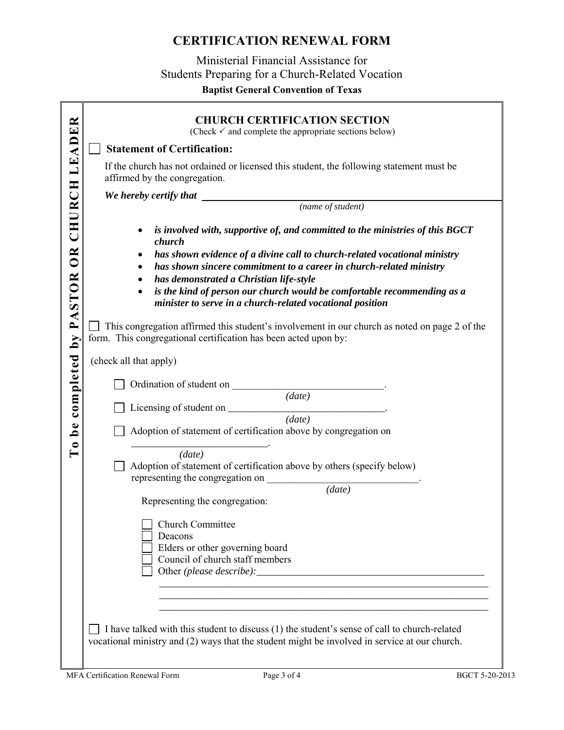# CERTIFICATION RENEWAL FORM

Ministerial Financial Assistance for
Students Preparing for a Church-Related Vocation

**Baptist General Convention of Texas**

**To be completed by PASTOR OR CHURCH LEADER**

## CHURCH CERTIFICATION SECTION

(Check ✓ and complete the appropriate sections below)

☐ **Statement of Certification:**

If the church has not ordained or licensed this student, the following statement must be affirmed by the congregation.

***We hereby certify that*** ______________________________________
*(name of student)*

- ***is involved with, supportive of, and committed to the ministries of this BGCT church***
- ***has shown evidence of a divine call to church-related vocational ministry***
- ***has shown sincere commitment to a career in church-related ministry***
- ***has demonstrated a Christian life-style***
- ***is the kind of person our church would be comfortable recommending as a minister to serve in a church-related vocational position***

☐ This congregation affirmed this student's involvement in our church as noted on page 2 of the form. This congregational certification has been acted upon by:

(check all that apply)

☐ Ordination of student on ______________________________.
*(date)*

☐ Licensing of student on ______________________________.
*(date)*

☐ Adoption of statement of certification above by congregation on
__________________________.
*(date)*

☐ Adoption of statement of certification above by others (specify below) representing the congregation on ______________________________.
*(date)*

Representing the congregation:

☐ Church Committee
☐ Deacons
☐ Elders or other governing board
☐ Council of church staff members
☐ Other *(please describe):*______________________________________________
_________________________________________________________________
_________________________________________________________________
_________________________________________________________________

☐ I have talked with this student to discuss (1) the student's sense of call to church-related vocational ministry and (2) ways that the student might be involved in service at our church.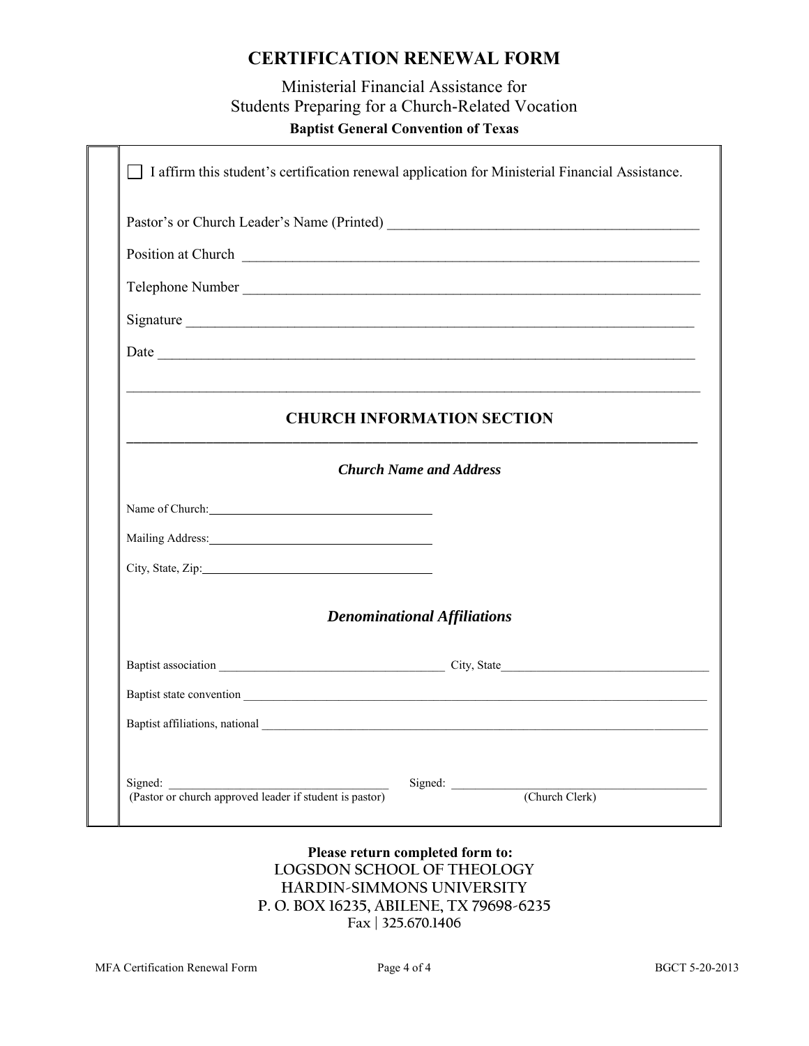# CERTIFICATION RENEWAL FORM

Ministerial Financial Assistance for
Students Preparing for a Church-Related Vocation

**Baptist General Convention of Texas**

☐ I affirm this student's certification renewal application for Ministerial Financial Assistance.

Pastor's or Church Leader's Name (Printed) ___________________________________________

Position at Church ___________________________________________

Telephone Number ___________________________________________

Signature ___________________________________________

Date ___________________________________________

## CHURCH INFORMATION SECTION

### *Church Name and Address*

Name of Church: ___________________________________________

Mailing Address: ___________________________________________

City, State, Zip: ___________________________________________

### *Denominational Affiliations*

Baptist association ___________________________________________ City, State ___________________________________________

Baptist state convention ___________________________________________

Baptist affiliations, national ___________________________________________

Signed: ___________________________________________
(Pastor or church approved leader if student is pastor)

Signed: ___________________________________________
(Church Clerk)

**Please return completed form to:**

LOGSDON SCHOOL OF THEOLOGY
HARDIN-SIMMONS UNIVERSITY
P. O. BOX 16235, ABILENE, TX 79698-6235
Fax | 325.670.1406